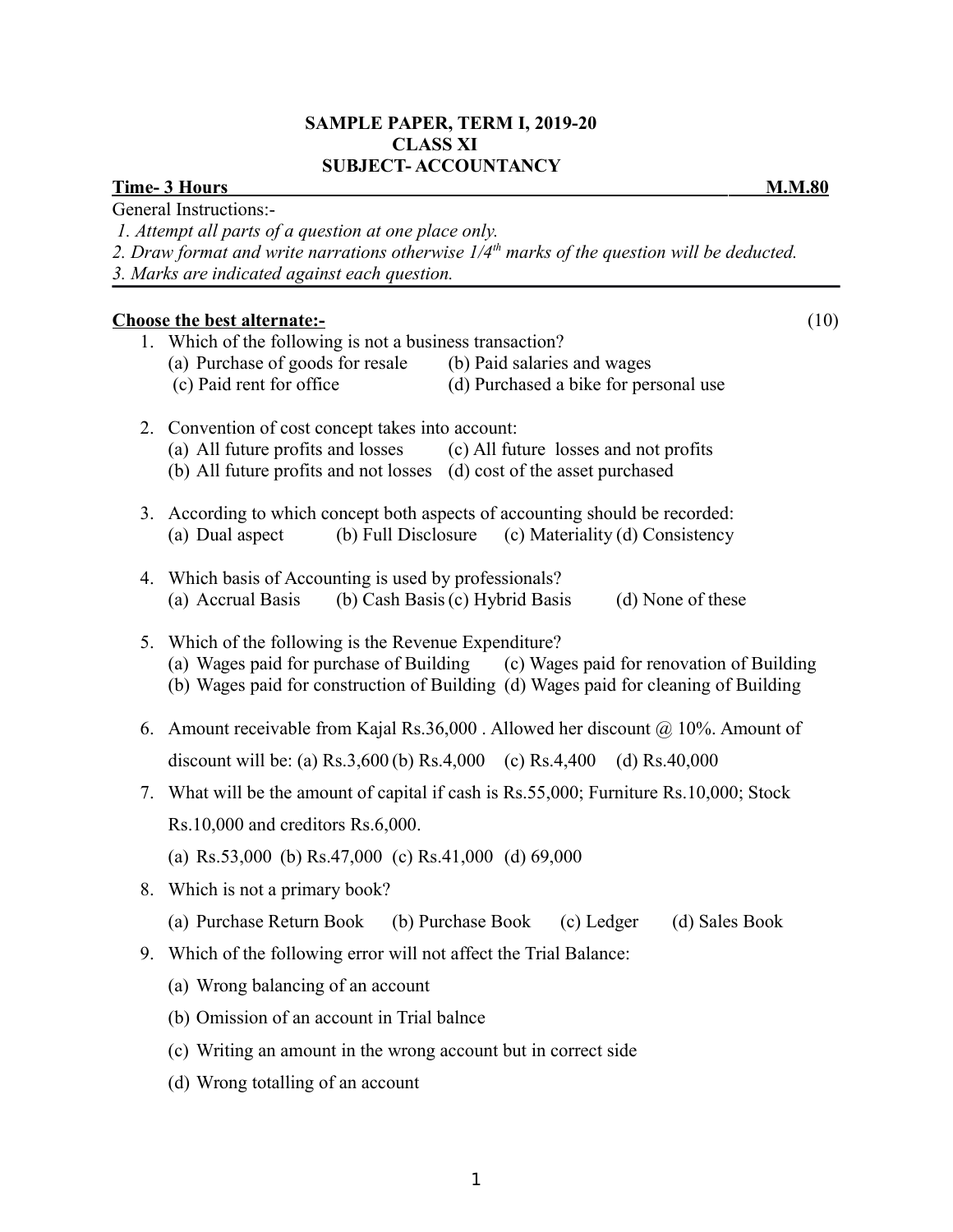**SAMPLE PAPER, TERM I, 2019-20**
**CLASS XI**
**SUBJECT- ACCOUNTANCY**

**Time- 3 Hours** **M.M.80**

General Instructions:-

*1. Attempt all parts of a question at one place only.*
*2. Draw format and write narrations otherwise 1/4th marks of the question will be deducted.*
*3. Marks are indicated against each question.*

**Choose the best alternate:-** (10)

1. Which of the following is not a business transaction?
   (a) Purchase of goods for resale (b) Paid salaries and wages
   (c) Paid rent for office (d) Purchased a bike for personal use

2. Convention of cost concept takes into account:
   (a) All future profits and losses (c) All future losses and not profits
   (b) All future profits and not losses (d) cost of the asset purchased

3. According to which concept both aspects of accounting should be recorded:
   (a) Dual aspect (b) Full Disclosure (c) Materiality (d) Consistency

4. Which basis of Accounting is used by professionals?
   (a) Accrual Basis (b) Cash Basis (c) Hybrid Basis (d) None of these

5. Which of the following is the Revenue Expenditure?
   (a) Wages paid for purchase of Building (c) Wages paid for renovation of Building
   (b) Wages paid for construction of Building (d) Wages paid for cleaning of Building

6. Amount receivable from Kajal Rs.36,000 . Allowed her discount @ 10%. Amount of discount will be: (a) Rs.3,600 (b) Rs.4,000 (c) Rs.4,400 (d) Rs.40,000

7. What will be the amount of capital if cash is Rs.55,000; Furniture Rs.10,000; Stock Rs.10,000 and creditors Rs.6,000.

   (a) Rs.53,000 (b) Rs.47,000 (c) Rs.41,000 (d) 69,000

8. Which is not a primary book?

   (a) Purchase Return Book (b) Purchase Book (c) Ledger (d) Sales Book

9. Which of the following error will not affect the Trial Balance:

   (a) Wrong balancing of an account

   (b) Omission of an account in Trial balnce

   (c) Writing an amount in the wrong account but in correct side

   (d) Wrong totalling of an account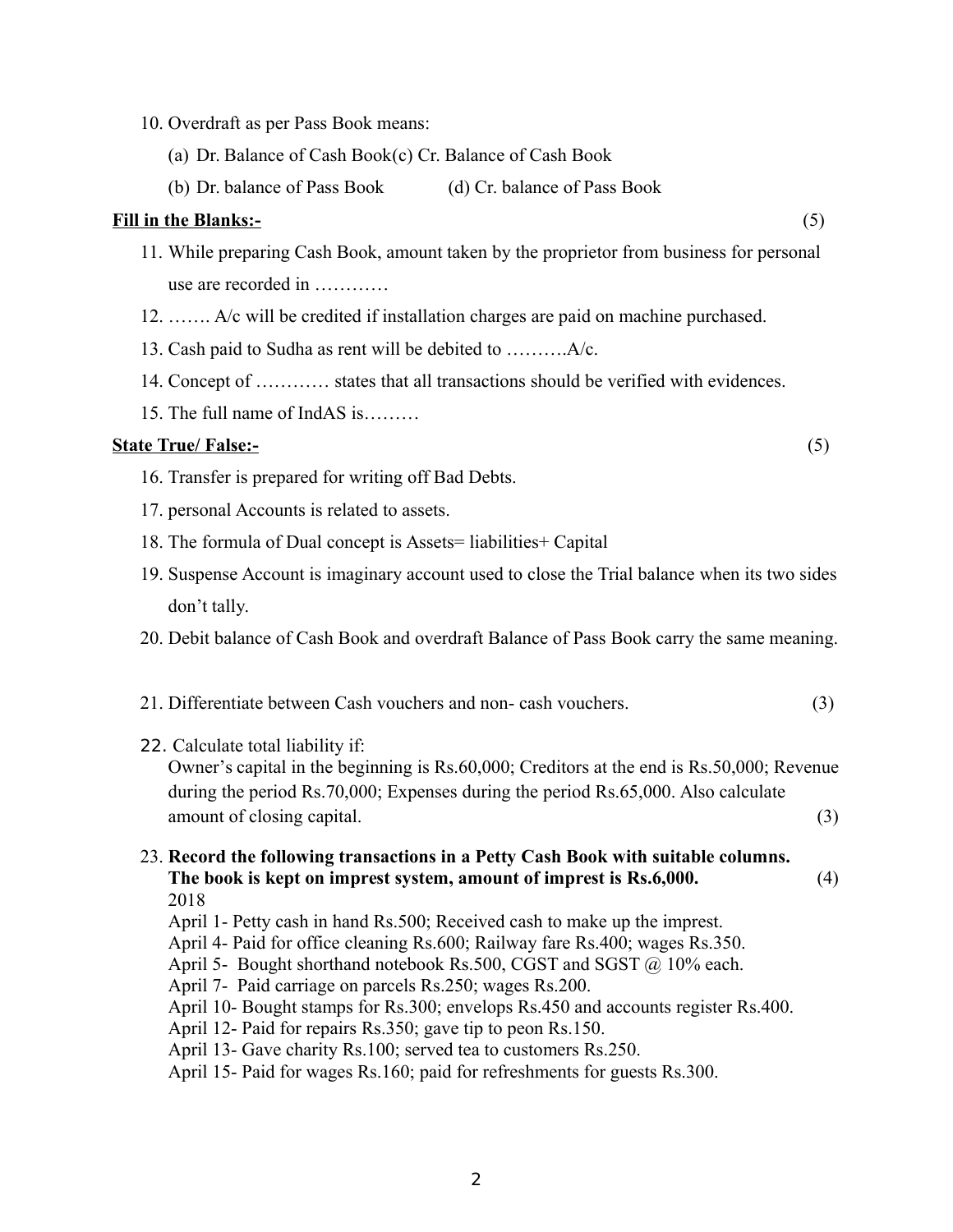10. Overdraft as per Pass Book means:

    (a) Dr. Balance of Cash Book(c) Cr. Balance of Cash Book

    (b) Dr. balance of Pass Book (d) Cr. balance of Pass Book

**Fill in the Blanks:-** (5)

11. While preparing Cash Book, amount taken by the proprietor from business for personal use are recorded in …………
12. ……. A/c will be credited if installation charges are paid on machine purchased.
13. Cash paid to Sudha as rent will be debited to ……….A/c.
14. Concept of ………… states that all transactions should be verified with evidences.
15. The full name of IndAS is………

**State True/ False:-** (5)

16. Transfer is prepared for writing off Bad Debts.
17. personal Accounts is related to assets.
18. The formula of Dual concept is Assets= liabilities+ Capital
19. Suspense Account is imaginary account used to close the Trial balance when its two sides don't tally.
20. Debit balance of Cash Book and overdraft Balance of Pass Book carry the same meaning.

21. Differentiate between Cash vouchers and non- cash vouchers. (3)

22. Calculate total liability if:
    Owner's capital in the beginning is Rs.60,000; Creditors at the end is Rs.50,000; Revenue during the period Rs.70,000; Expenses during the period Rs.65,000. Also calculate amount of closing capital. (3)

23. **Record the following transactions in a Petty Cash Book with suitable columns. The book is kept on imprest system, amount of imprest is Rs.6,000.** (4)

    2018

    April 1- Petty cash in hand Rs.500; Received cash to make up the imprest.
    April 4- Paid for office cleaning Rs.600; Railway fare Rs.400; wages Rs.350.
    April 5- Bought shorthand notebook Rs.500, CGST and SGST @ 10% each.
    April 7- Paid carriage on parcels Rs.250; wages Rs.200.
    April 10- Bought stamps for Rs.300; envelops Rs.450 and accounts register Rs.400.
    April 12- Paid for repairs Rs.350; gave tip to peon Rs.150.
    April 13- Gave charity Rs.100; served tea to customers Rs.250.
    April 15- Paid for wages Rs.160; paid for refreshments for guests Rs.300.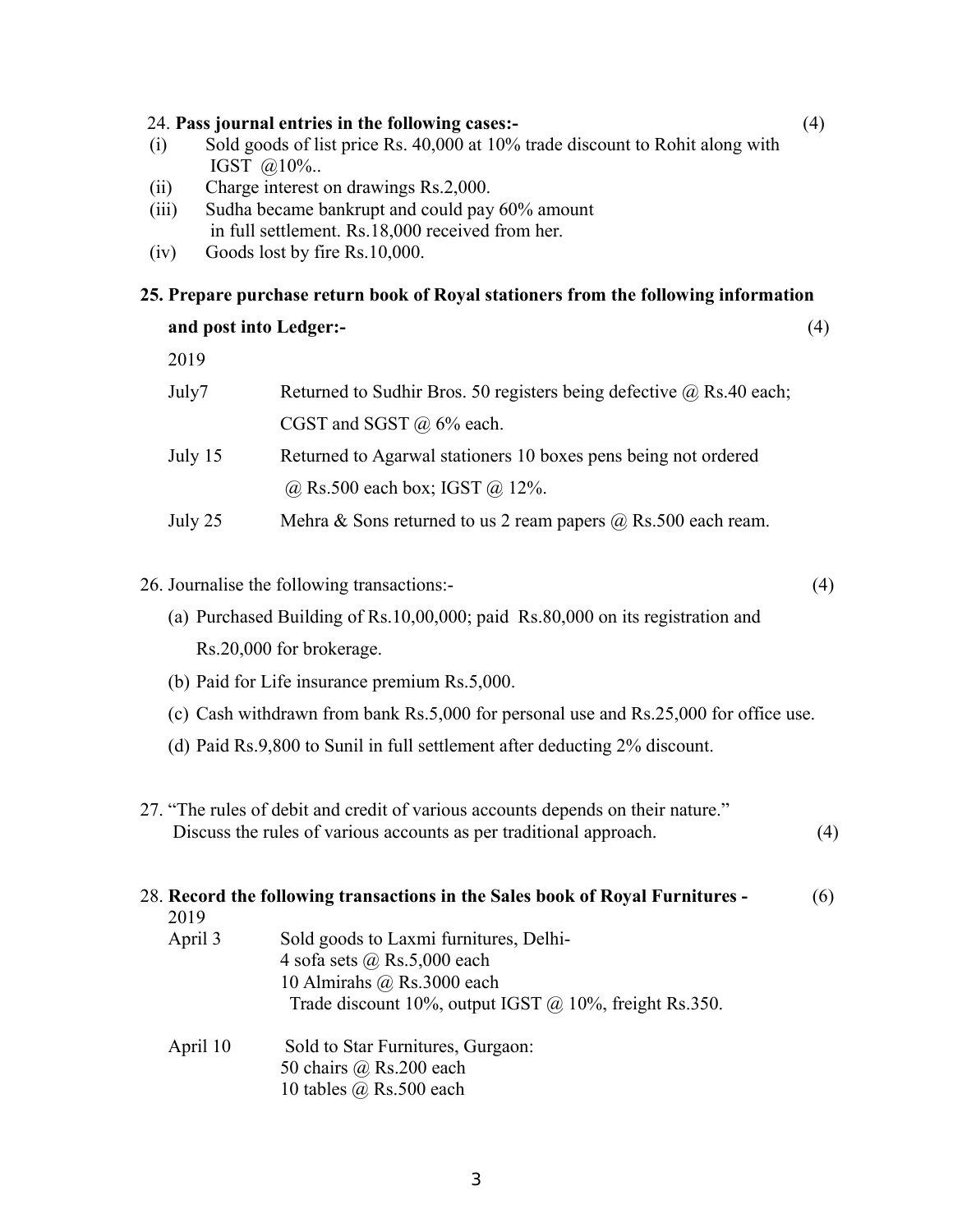24. **Pass journal entries in the following cases:-** (4)

(i) Sold goods of list price Rs. 40,000 at 10% trade discount to Rohit along with IGST @10%..

(ii) Charge interest on drawings Rs.2,000.

(iii) Sudha became bankrupt and could pay 60% amount in full settlement. Rs.18,000 received from her.

(iv) Goods lost by fire Rs.10,000.

**25. Prepare purchase return book of Royal stationers from the following information and post into Ledger:-** (4)

2019

| | |
|---|---|
| July7 | Returned to Sudhir Bros. 50 registers being defective @ Rs.40 each; CGST and SGST @ 6% each. |
| July 15 | Returned to Agarwal stationers 10 boxes pens being not ordered @ Rs.500 each box; IGST @ 12%. |
| July 25 | Mehra & Sons returned to us 2 ream papers @ Rs.500 each ream. |

26. Journalise the following transactions:- (4)

(a) Purchased Building of Rs.10,00,000; paid Rs.80,000 on its registration and Rs.20,000 for brokerage.

(b) Paid for Life insurance premium Rs.5,000.

(c) Cash withdrawn from bank Rs.5,000 for personal use and Rs.25,000 for office use.

(d) Paid Rs.9,800 to Sunil in full settlement after deducting 2% discount.

27. "The rules of debit and credit of various accounts depends on their nature." Discuss the rules of various accounts as per traditional approach. (4)

28. **Record the following transactions in the Sales book of Royal Furnitures -** (6)

2019

April 3 Sold goods to Laxmi furnitures, Delhi-
4 sofa sets @ Rs.5,000 each
10 Almirahs @ Rs.3000 each
Trade discount 10%, output IGST @ 10%, freight Rs.350.

April 10 Sold to Star Furnitures, Gurgaon:
50 chairs @ Rs.200 each
10 tables @ Rs.500 each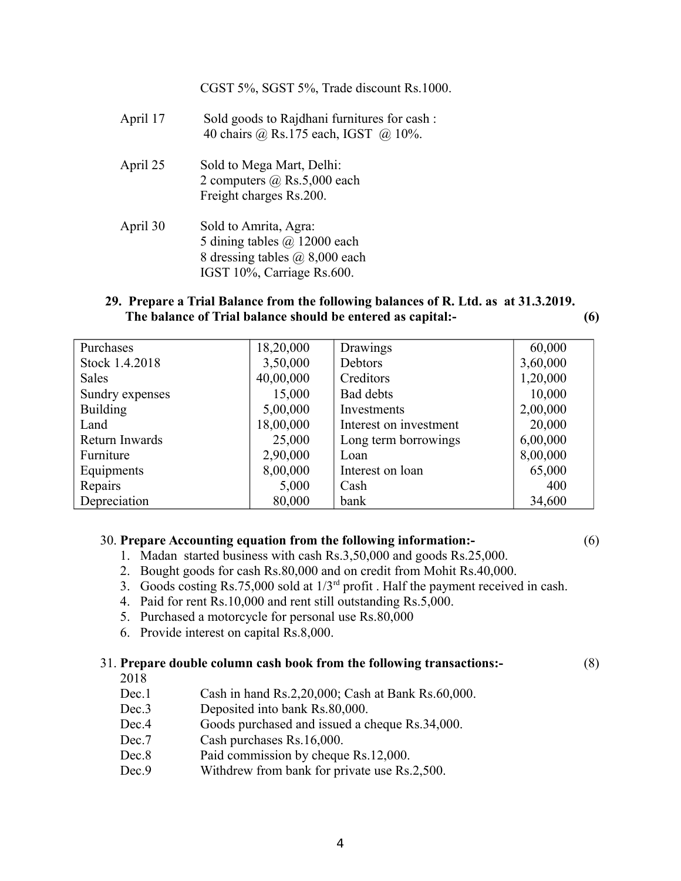CGST 5%, SGST 5%, Trade discount Rs.1000.

| | |
|---|---|
| April 17 | Sold goods to Rajdhani furnitures for cash : 40 chairs @ Rs.175 each, IGST @ 10%. |
| April 25 | Sold to Mega Mart, Delhi: 2 computers @ Rs.5,000 each Freight charges Rs.200. |
| April 30 | Sold to Amrita, Agra: 5 dining tables @ 12000 each 8 dressing tables @ 8,000 each IGST 10%, Carriage Rs.600. |

**29. Prepare a Trial Balance from the following balances of R. Ltd. as at 31.3.2019. The balance of Trial balance should be entered as capital:-** **(6)**

| | | | |
|---|---|---|---|
| Purchases | 18,20,000 | Drawings | 60,000 |
| Stock 1.4.2018 | 3,50,000 | Debtors | 3,60,000 |
| Sales | 40,00,000 | Creditors | 1,20,000 |
| Sundry expenses | 15,000 | Bad debts | 10,000 |
| Building | 5,00,000 | Investments | 2,00,000 |
| Land | 18,00,000 | Interest on investment | 20,000 |
| Return Inwards | 25,000 | Long term borrowings | 6,00,000 |
| Furniture | 2,90,000 | Loan | 8,00,000 |
| Equipments | 8,00,000 | Interest on loan | 65,000 |
| Repairs | 5,000 | Cash | 400 |
| Depreciation | 80,000 | bank | 34,600 |

30. **Prepare Accounting equation from the following information:-** (6)

1. Madan started business with cash Rs.3,50,000 and goods Rs.25,000.
2. Bought goods for cash Rs.80,000 and on credit from Mohit Rs.40,000.
3. Goods costing Rs.75,000 sold at 1/3rd profit . Half the payment received in cash.
4. Paid for rent Rs.10,000 and rent still outstanding Rs.5,000.
5. Purchased a motorcycle for personal use Rs.80,000
6. Provide interest on capital Rs.8,000.

31. **Prepare double column cash book from the following transactions:-** (8)

2018

| | |
|---|---|
| Dec.1 | Cash in hand Rs.2,20,000; Cash at Bank Rs.60,000. |
| Dec.3 | Deposited into bank Rs.80,000. |
| Dec.4 | Goods purchased and issued a cheque Rs.34,000. |
| Dec.7 | Cash purchases Rs.16,000. |
| Dec.8 | Paid commission by cheque Rs.12,000. |
| Dec.9 | Withdrew from bank for private use Rs.2,500. |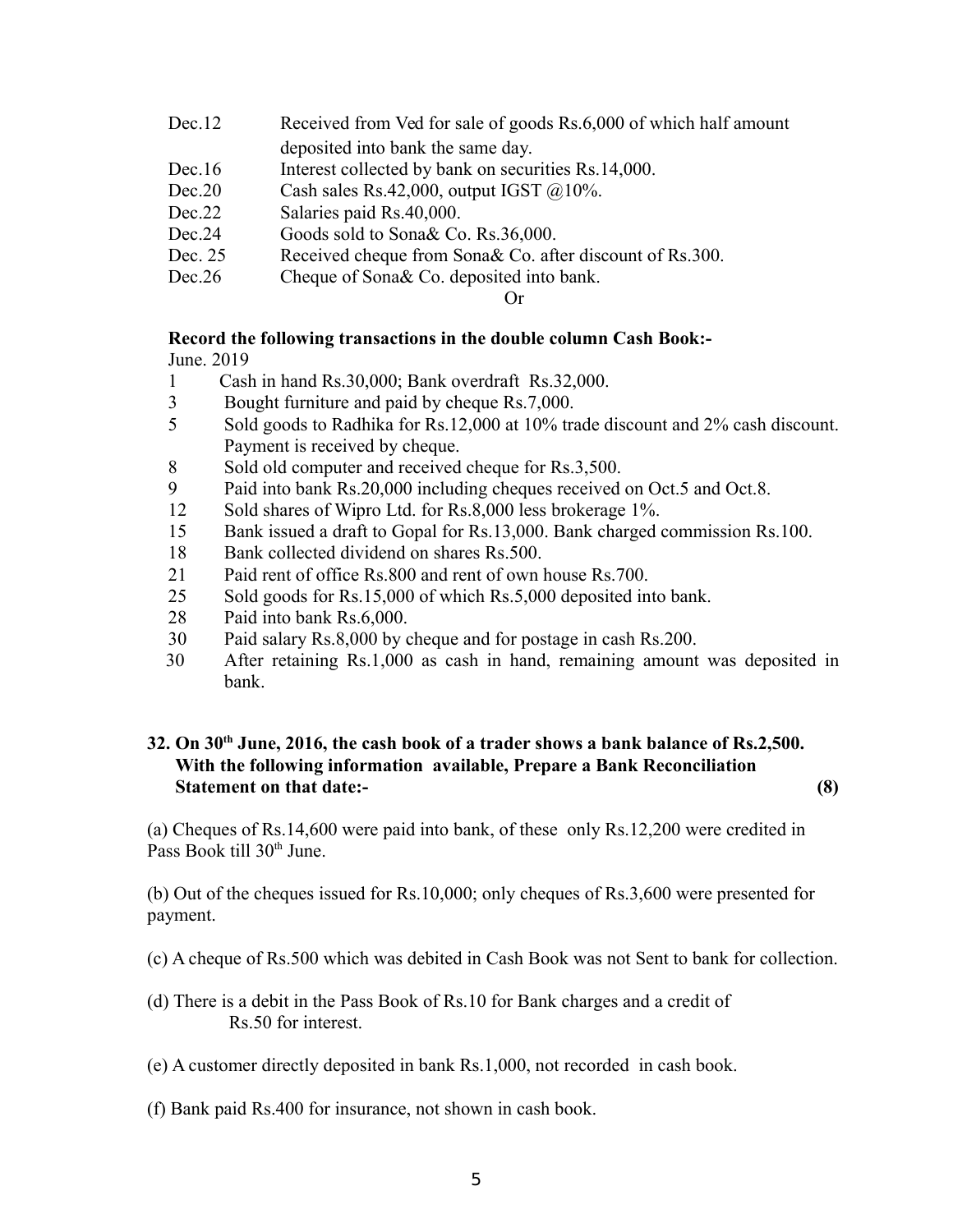| | |
|---|---|
| Dec.12 | Received from Ved for sale of goods Rs.6,000 of which half amount deposited into bank the same day. |
| Dec.16 | Interest collected by bank on securities Rs.14,000. |
| Dec.20 | Cash sales Rs.42,000, output IGST @10%. |
| Dec.22 | Salaries paid Rs.40,000. |
| Dec.24 | Goods sold to Sona& Co. Rs.36,000. |
| Dec. 25 | Received cheque from Sona& Co. after discount of Rs.300. |
| Dec.26 | Cheque of Sona& Co. deposited into bank. |

Or

**Record the following transactions in the double column Cash Book:-**

June. 2019

| | |
|---|---|
| 1 | Cash in hand Rs.30,000; Bank overdraft Rs.32,000. |
| 3 | Bought furniture and paid by cheque Rs.7,000. |
| 5 | Sold goods to Radhika for Rs.12,000 at 10% trade discount and 2% cash discount. Payment is received by cheque. |
| 8 | Sold old computer and received cheque for Rs.3,500. |
| 9 | Paid into bank Rs.20,000 including cheques received on Oct.5 and Oct.8. |
| 12 | Sold shares of Wipro Ltd. for Rs.8,000 less brokerage 1%. |
| 15 | Bank issued a draft to Gopal for Rs.13,000. Bank charged commission Rs.100. |
| 18 | Bank collected dividend on shares Rs.500. |
| 21 | Paid rent of office Rs.800 and rent of own house Rs.700. |
| 25 | Sold goods for Rs.15,000 of which Rs.5,000 deposited into bank. |
| 28 | Paid into bank Rs.6,000. |
| 30 | Paid salary Rs.8,000 by cheque and for postage in cash Rs.200. |
| 30 | After retaining Rs.1,000 as cash in hand, remaining amount was deposited in bank. |

**32. On 30th June, 2016, the cash book of a trader shows a bank balance of Rs.2,500. With the following information available, Prepare a Bank Reconciliation Statement on that date:- (8)**

(a) Cheques of Rs.14,600 were paid into bank, of these only Rs.12,200 were credited in Pass Book till 30th June.

(b) Out of the cheques issued for Rs.10,000; only cheques of Rs.3,600 were presented for payment.

(c) A cheque of Rs.500 which was debited in Cash Book was not Sent to bank for collection.

(d) There is a debit in the Pass Book of Rs.10 for Bank charges and a credit of Rs.50 for interest.

(e) A customer directly deposited in bank Rs.1,000, not recorded in cash book.

(f) Bank paid Rs.400 for insurance, not shown in cash book.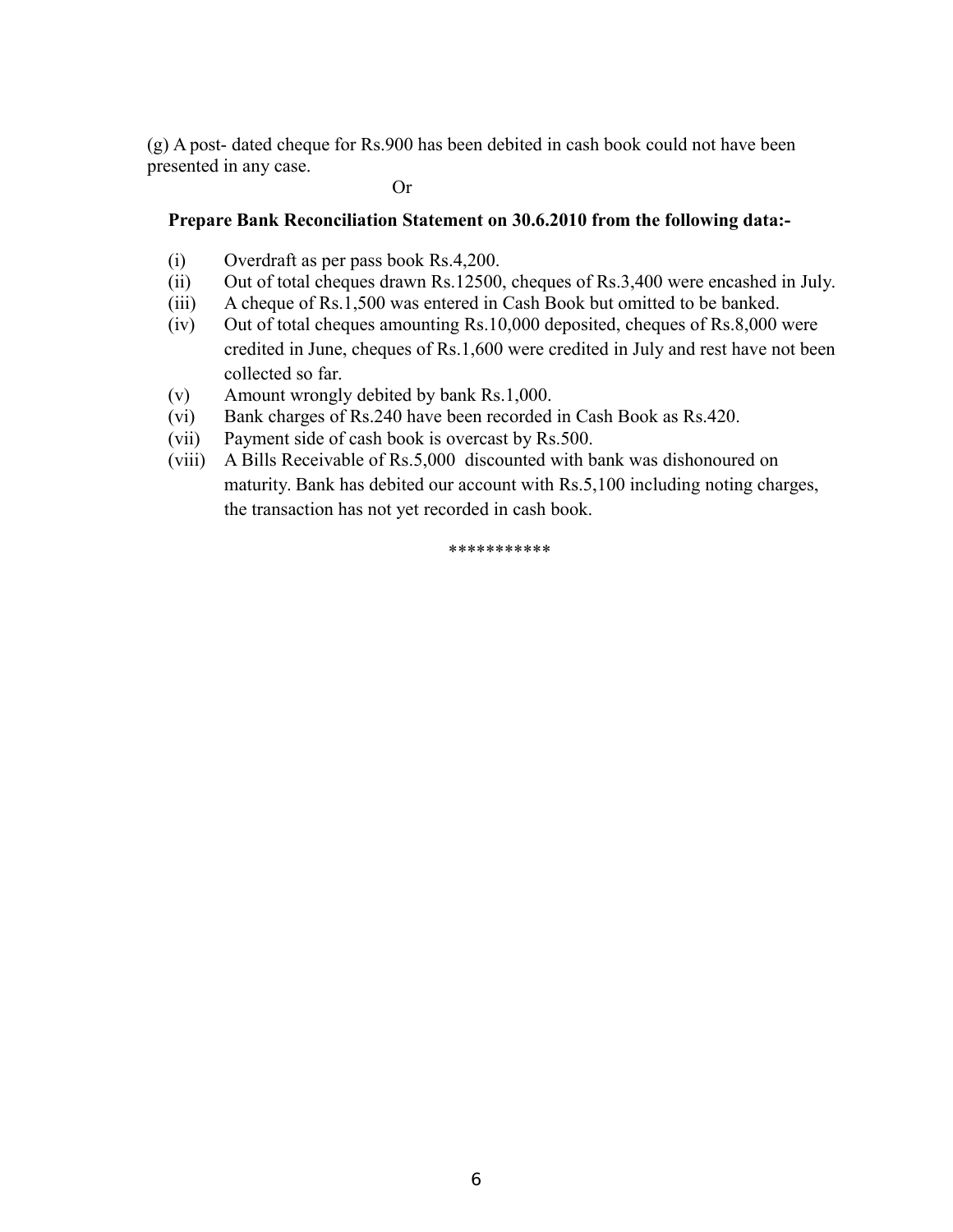(g) A post- dated cheque for Rs.900 has been debited in cash book could not have been presented in any case.

Or

**Prepare Bank Reconciliation Statement on 30.6.2010 from the following data:-**

- (i) Overdraft as per pass book Rs.4,200.
- (ii) Out of total cheques drawn Rs.12500, cheques of Rs.3,400 were encashed in July.
- (iii) A cheque of Rs.1,500 was entered in Cash Book but omitted to be banked.
- (iv) Out of total cheques amounting Rs.10,000 deposited, cheques of Rs.8,000 were credited in June, cheques of Rs.1,600 were credited in July and rest have not been collected so far.
- (v) Amount wrongly debited by bank Rs.1,000.
- (vi) Bank charges of Rs.240 have been recorded in Cash Book as Rs.420.
- (vii) Payment side of cash book is overcast by Rs.500.
- (viii) A Bills Receivable of Rs.5,000 discounted with bank was dishonoured on maturity. Bank has debited our account with Rs.5,100 including noting charges, the transaction has not yet recorded in cash book.

***********